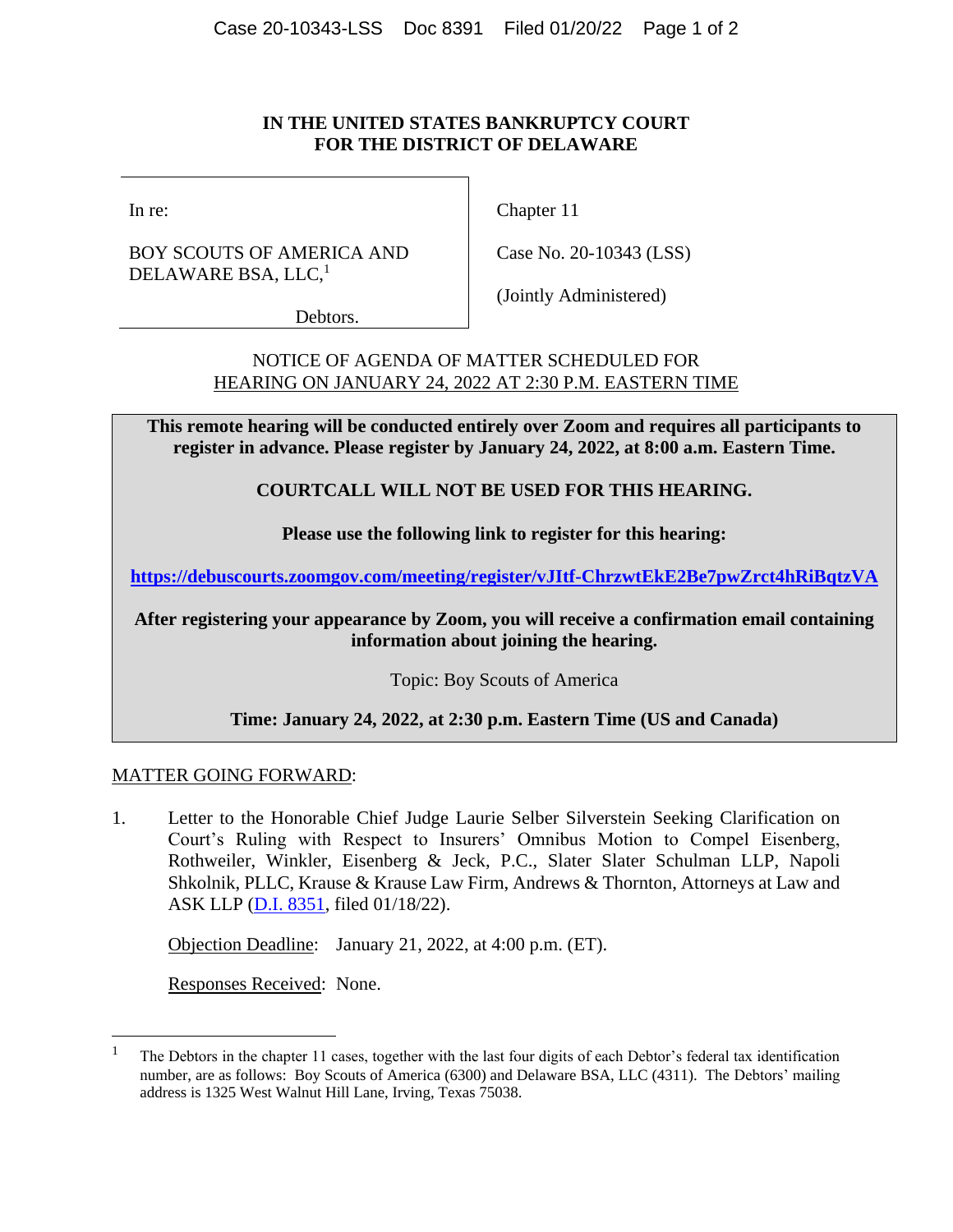**IN THE UNITED STATES BANKRUPTCY COURT**
**FOR THE DISTRICT OF DELAWARE**

| In re: | Chapter 11 |
|---|---|
| BOY SCOUTS OF AMERICA AND DELAWARE BSA, LLC,[1] | Case No. 20-10343 (LSS) |
| Debtors. | (Jointly Administered) |

NOTICE OF AGENDA OF MATTER SCHEDULED FOR
HEARING ON JANUARY 24, 2022 AT 2:30 P.M. EASTERN TIME

**This remote hearing will be conducted entirely over Zoom and requires all participants to register in advance. Please register by January 24, 2022, at 8:00 a.m. Eastern Time.**

**COURTCALL WILL NOT BE USED FOR THIS HEARING.**

**Please use the following link to register for this hearing:**

**https://debuscourts.zoomgov.com/meeting/register/vJItf-ChrzwtEkE2Be7pwZrct4hRiBqtzVA**

**After registering your appearance by Zoom, you will receive a confirmation email containing information about joining the hearing.**

Topic: Boy Scouts of America

**Time: January 24, 2022, at 2:30 p.m. Eastern Time (US and Canada)**

MATTER GOING FORWARD:

1. Letter to the Honorable Chief Judge Laurie Selber Silverstein Seeking Clarification on Court's Ruling with Respect to Insurers' Omnibus Motion to Compel Eisenberg, Rothweiler, Winkler, Eisenberg & Jeck, P.C., Slater Slater Schulman LLP, Napoli Shkolnik, PLLC, Krause & Krause Law Firm, Andrews & Thornton, Attorneys at Law and ASK LLP (D.I. 8351, filed 01/18/22).

   Objection Deadline: January 21, 2022, at 4:00 p.m. (ET).

   Responses Received: None.

[1] The Debtors in the chapter 11 cases, together with the last four digits of each Debtor's federal tax identification number, are as follows: Boy Scouts of America (6300) and Delaware BSA, LLC (4311). The Debtors' mailing address is 1325 West Walnut Hill Lane, Irving, Texas 75038.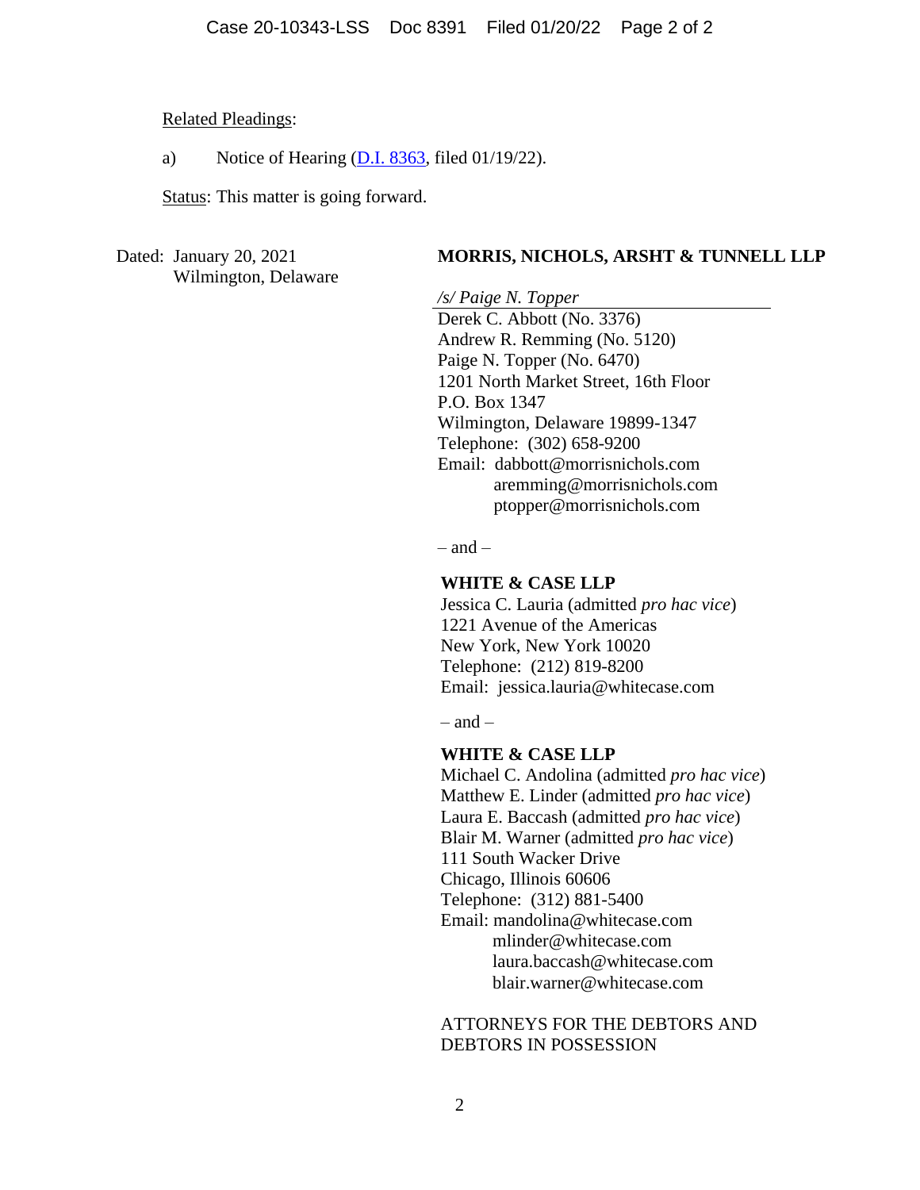Related Pleadings:

a) Notice of Hearing (D.I. 8363, filed 01/19/22).

Status: This matter is going forward.

Dated: January 20, 2021
Wilmington, Delaware

**MORRIS, NICHOLS, ARSHT & TUNNELL LLP**

*/s/ Paige N. Topper*
Derek C. Abbott (No. 3376)
Andrew R. Remming (No. 5120)
Paige N. Topper (No. 6470)
1201 North Market Street, 16th Floor
P.O. Box 1347
Wilmington, Delaware 19899-1347
Telephone: (302) 658-9200
Email: dabbott@morrisnichols.com
aremming@morrisnichols.com
ptopper@morrisnichols.com

– and –

**WHITE & CASE LLP**
Jessica C. Lauria (admitted *pro hac vice*)
1221 Avenue of the Americas
New York, New York 10020
Telephone: (212) 819-8200
Email: jessica.lauria@whitecase.com

– and –

**WHITE & CASE LLP**
Michael C. Andolina (admitted *pro hac vice*)
Matthew E. Linder (admitted *pro hac vice*)
Laura E. Baccash (admitted *pro hac vice*)
Blair M. Warner (admitted *pro hac vice*)
111 South Wacker Drive
Chicago, Illinois 60606
Telephone: (312) 881-5400
Email: mandolina@whitecase.com
mlinder@whitecase.com
laura.baccash@whitecase.com
blair.warner@whitecase.com

ATTORNEYS FOR THE DEBTORS AND DEBTORS IN POSSESSION